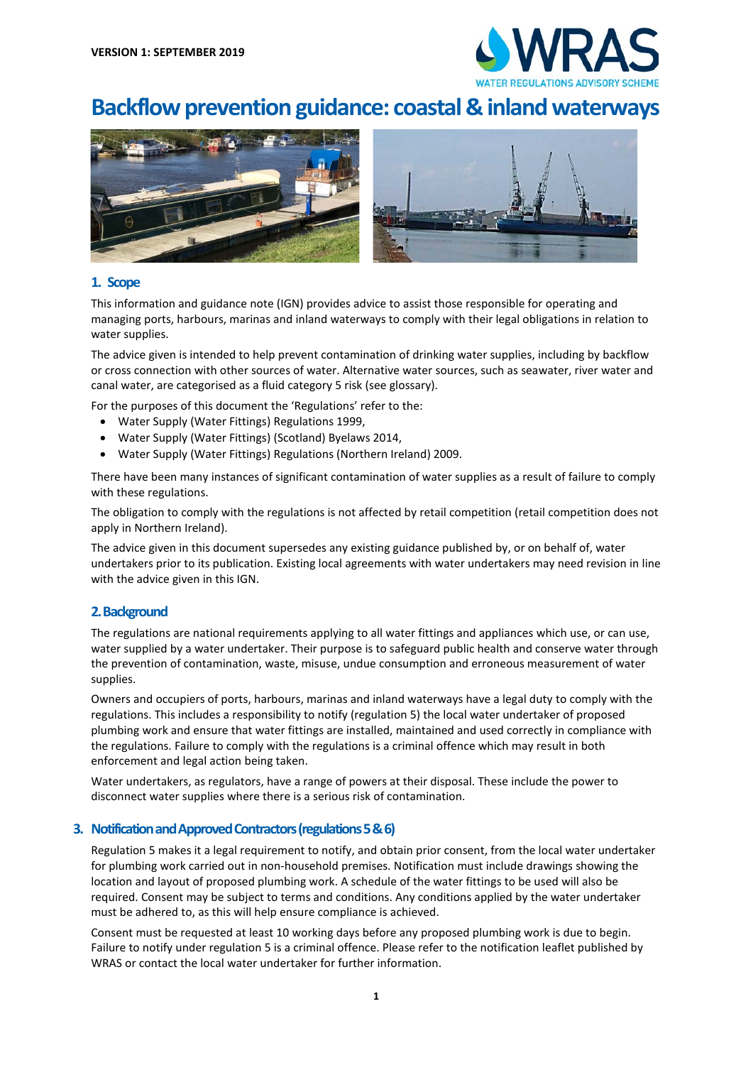VERSION 1: SEPTEMBER 2019

# Backflow prevention guidance: coastal & inland waterways

## 1. Scope

This information and guidance note (IGN) provides advice to assist those responsible for operating and managing ports, harbours, marinas and inland waterways to comply with their legal obligations in relation to water supplies.

The advice given is intended to help prevent contamination of drinking water supplies, including by backflow or cross connection with other sources of water. Alternative water sources, such as seawater, river water and canal water, are categorised as a fluid category 5 risk (see glossary).

For the purposes of this document the 'Regulations' refer to the:

- Water Supply (Water Fittings) Regulations 1999,
- Water Supply (Water Fittings) (Scotland) Byelaws 2014,
- Water Supply (Water Fittings) Regulations (Northern Ireland) 2009.

There have been many instances of significant contamination of water supplies as a result of failure to comply with these regulations.

The obligation to comply with the regulations is not affected by retail competition (retail competition does not apply in Northern Ireland).

The advice given in this document supersedes any existing guidance published by, or on behalf of, water undertakers prior to its publication. Existing local agreements with water undertakers may need revision in line with the advice given in this IGN.

## 2. Background

The regulations are national requirements applying to all water fittings and appliances which use, or can use, water supplied by a water undertaker. Their purpose is to safeguard public health and conserve water through the prevention of contamination, waste, misuse, undue consumption and erroneous measurement of water supplies.

Owners and occupiers of ports, harbours, marinas and inland waterways have a legal duty to comply with the regulations. This includes a responsibility to notify (regulation 5) the local water undertaker of proposed plumbing work and ensure that water fittings are installed, maintained and used correctly in compliance with the regulations. Failure to comply with the regulations is a criminal offence which may result in both enforcement and legal action being taken.

Water undertakers, as regulators, have a range of powers at their disposal. These include the power to disconnect water supplies where there is a serious risk of contamination.

## 3. Notification and Approved Contractors (regulations 5 & 6)

Regulation 5 makes it a legal requirement to notify, and obtain prior consent, from the local water undertaker for plumbing work carried out in non-household premises. Notification must include drawings showing the location and layout of proposed plumbing work. A schedule of the water fittings to be used will also be required. Consent may be subject to terms and conditions. Any conditions applied by the water undertaker must be adhered to, as this will help ensure compliance is achieved.

Consent must be requested at least 10 working days before any proposed plumbing work is due to begin. Failure to notify under regulation 5 is a criminal offence. Please refer to the notification leaflet published by WRAS or contact the local water undertaker for further information.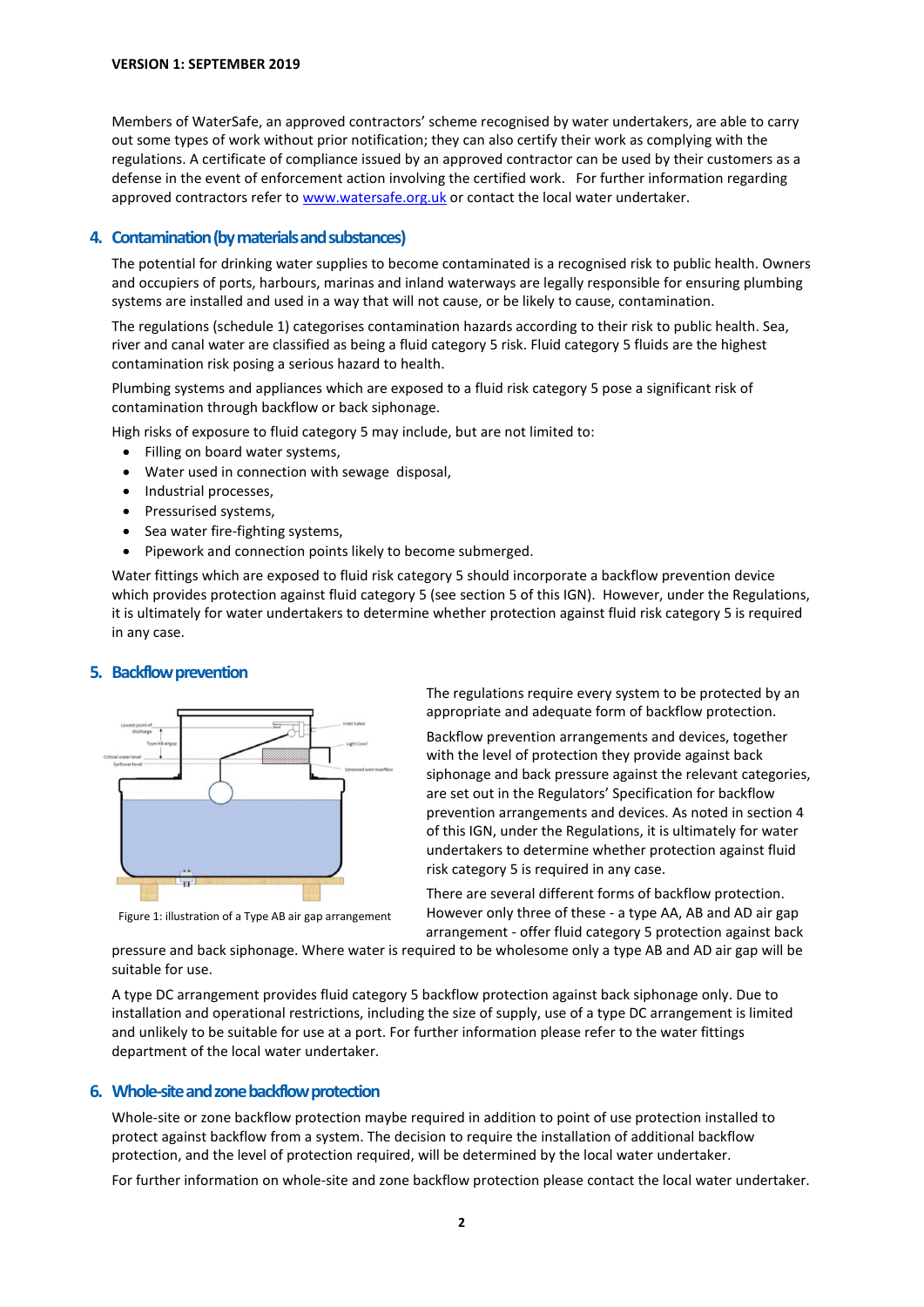Members of WaterSafe, an approved contractors' scheme recognised by water undertakers, are able to carry out some types of work without prior notification; they can also certify their work as complying with the regulations. A certificate of compliance issued by an approved contractor can be used by their customers as a defense in the event of enforcement action involving the certified work. For further information regarding approved contractors refer to [www.watersafe.org.uk](http://www.watersafe.org.uk) or contact the local water undertaker.

## 4. Contamination (by materials and substances)

The potential for drinking water supplies to become contaminated is a recognised risk to public health. Owners and occupiers of ports, harbours, marinas and inland waterways are legally responsible for ensuring plumbing systems are installed and used in a way that will not cause, or be likely to cause, contamination.

The regulations (schedule 1) categorises contamination hazards according to their risk to public health. Sea, river and canal water are classified as being a fluid category 5 risk. Fluid category 5 fluids are the highest contamination risk posing a serious hazard to health.

Plumbing systems and appliances which are exposed to a fluid risk category 5 pose a significant risk of contamination through backflow or back siphonage.

High risks of exposure to fluid category 5 may include, but are not limited to:

- Filling on board water systems,
- Water used in connection with sewage disposal,
- Industrial processes,
- Pressurised systems,
- Sea water fire-fighting systems,
- Pipework and connection points likely to become submerged.

Water fittings which are exposed to fluid risk category 5 should incorporate a backflow prevention device which provides protection against fluid category 5 (see section 5 of this IGN). However, under the Regulations, it is ultimately for water undertakers to determine whether protection against fluid risk category 5 is required in any case.

## 5. Backflow prevention

Figure 1: illustration of a Type AB air gap arrangement

The regulations require every system to be protected by an appropriate and adequate form of backflow protection.

Backflow prevention arrangements and devices, together with the level of protection they provide against back siphonage and back pressure against the relevant categories, are set out in the Regulators' Specification for backflow prevention arrangements and devices. As noted in section 4 of this IGN, under the Regulations, it is ultimately for water undertakers to determine whether protection against fluid risk category 5 is required in any case.

There are several different forms of backflow protection. However only three of these - a type AA, AB and AD air gap arrangement - offer fluid category 5 protection against back pressure and back siphonage. Where water is required to be wholesome only a type AB and AD air gap will be suitable for use.

A type DC arrangement provides fluid category 5 backflow protection against back siphonage only. Due to installation and operational restrictions, including the size of supply, use of a type DC arrangement is limited and unlikely to be suitable for use at a port. For further information please refer to the water fittings department of the local water undertaker.

## 6. Whole-site and zone backflow protection

Whole-site or zone backflow protection maybe required in addition to point of use protection installed to protect against backflow from a system. The decision to require the installation of additional backflow protection, and the level of protection required, will be determined by the local water undertaker.

For further information on whole-site and zone backflow protection please contact the local water undertaker.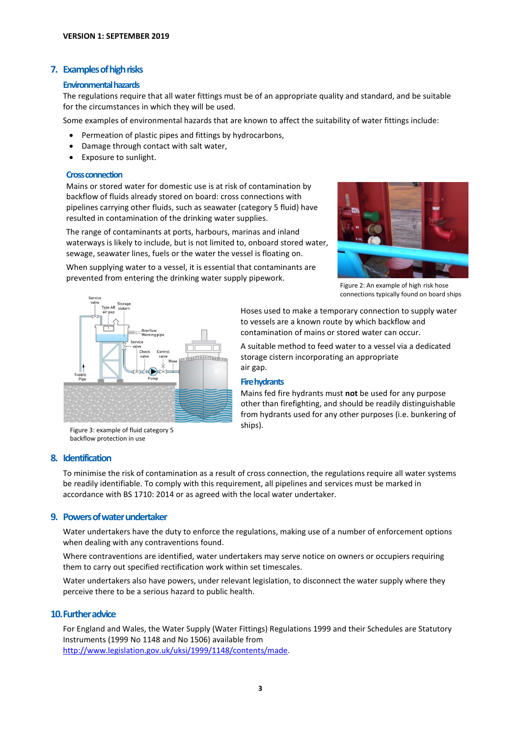## 7. Examples of high risks

### Environmental hazards

The regulations require that all water fittings must be of an appropriate quality and standard, and be suitable for the circumstances in which they will be used.

Some examples of environmental hazards that are known to affect the suitability of water fittings include:

- Permeation of plastic pipes and fittings by hydrocarbons,
- Damage through contact with salt water,
- Exposure to sunlight.

### Cross connection

Mains or stored water for domestic use is at risk of contamination by backflow of fluids already stored on board: cross connections with pipelines carrying other fluids, such as seawater (category 5 fluid) have resulted in contamination of the drinking water supplies.

The range of contaminants at ports, harbours, marinas and inland waterways is likely to include, but is not limited to, onboard stored water, sewage, seawater lines, fuels or the water the vessel is floating on.

When supplying water to a vessel, it is essential that contaminants are prevented from entering the drinking water supply pipework.

Figure 2: An example of high risk hose connections typically found on board ships

Hoses used to make a temporary connection to supply water to vessels are a known route by which backflow and contamination of mains or stored water can occur.

A suitable method to feed water to a vessel via a dedicated storage cistern incorporating an appropriate air gap.

Figure 3: example of fluid category 5 backflow protection in use

### Fire hydrants

Mains fed fire hydrants must **not** be used for any purpose other than firefighting, and should be readily distinguishable from hydrants used for any other purposes (i.e. bunkering of ships).

## 8. Identification

To minimise the risk of contamination as a result of cross connection, the regulations require all water systems be readily identifiable. To comply with this requirement, all pipelines and services must be marked in accordance with BS 1710: 2014 or as agreed with the local water undertaker.

## 9. Powers of water undertaker

Water undertakers have the duty to enforce the regulations, making use of a number of enforcement options when dealing with any contraventions found.

Where contraventions are identified, water undertakers may serve notice on owners or occupiers requiring them to carry out specified rectification work within set timescales.

Water undertakers also have powers, under relevant legislation, to disconnect the water supply where they perceive there to be a serious hazard to public health.

## 10. Further advice

For England and Wales, the Water Supply (Water Fittings) Regulations 1999 and their Schedules are Statutory Instruments (1999 No 1148 and No 1506) available from http://www.legislation.gov.uk/uksi/1999/1148/contents/made.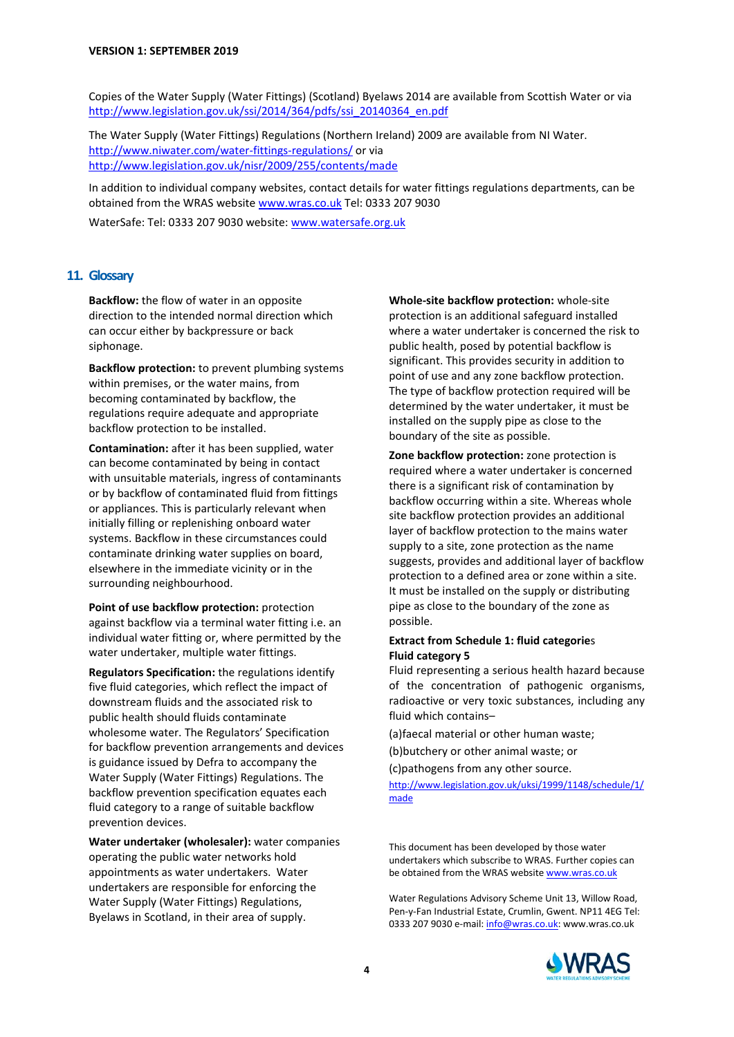Copies of the Water Supply (Water Fittings) (Scotland) Byelaws 2014 are available from Scottish Water or via http://www.legislation.gov.uk/ssi/2014/364/pdfs/ssi_20140364_en.pdf

The Water Supply (Water Fittings) Regulations (Northern Ireland) 2009 are available from NI Water. http://www.niwater.com/water-fittings-regulations/ or via http://www.legislation.gov.uk/nisr/2009/255/contents/made

In addition to individual company websites, contact details for water fittings regulations departments, can be obtained from the WRAS website www.wras.co.uk Tel: 0333 207 9030

WaterSafe: Tel: 0333 207 9030 website: www.watersafe.org.uk

## 11. Glossary

**Backflow:** the flow of water in an opposite direction to the intended normal direction which can occur either by backpressure or back siphonage.

**Backflow protection:** to prevent plumbing systems within premises, or the water mains, from becoming contaminated by backflow, the regulations require adequate and appropriate backflow protection to be installed.

**Contamination:** after it has been supplied, water can become contaminated by being in contact with unsuitable materials, ingress of contaminants or by backflow of contaminated fluid from fittings or appliances. This is particularly relevant when initially filling or replenishing onboard water systems. Backflow in these circumstances could contaminate drinking water supplies on board, elsewhere in the immediate vicinity or in the surrounding neighbourhood.

**Point of use backflow protection:** protection against backflow via a terminal water fitting i.e. an individual water fitting or, where permitted by the water undertaker, multiple water fittings.

**Regulators Specification:** the regulations identify five fluid categories, which reflect the impact of downstream fluids and the associated risk to public health should fluids contaminate wholesome water. The Regulators' Specification for backflow prevention arrangements and devices is guidance issued by Defra to accompany the Water Supply (Water Fittings) Regulations. The backflow prevention specification equates each fluid category to a range of suitable backflow prevention devices.

**Water undertaker (wholesaler):** water companies operating the public water networks hold appointments as water undertakers. Water undertakers are responsible for enforcing the Water Supply (Water Fittings) Regulations, Byelaws in Scotland, in their area of supply.

**Whole-site backflow protection:** whole-site protection is an additional safeguard installed where a water undertaker is concerned the risk to public health, posed by potential backflow is significant. This provides security in addition to point of use and any zone backflow protection. The type of backflow protection required will be determined by the water undertaker, it must be installed on the supply pipe as close to the boundary of the site as possible.

**Zone backflow protection:** zone protection is required where a water undertaker is concerned there is a significant risk of contamination by backflow occurring within a site. Whereas whole site backflow protection provides an additional layer of backflow protection to the mains water supply to a site, zone protection as the name suggests, provides and additional layer of backflow protection to a defined area or zone within a site. It must be installed on the supply or distributing pipe as close to the boundary of the zone as possible.

**Extract from Schedule 1: fluid categorie**s
**Fluid category 5**

Fluid representing a serious health hazard because of the concentration of pathogenic organisms, radioactive or very toxic substances, including any fluid which contains–

(a)faecal material or other human waste;

(b)butchery or other animal waste; or

(c)pathogens from any other source.

http://www.legislation.gov.uk/uksi/1999/1148/schedule/1/made

This document has been developed by those water undertakers which subscribe to WRAS. Further copies can be obtained from the WRAS website www.wras.co.uk

Water Regulations Advisory Scheme Unit 13, Willow Road, Pen-y-Fan Industrial Estate, Crumlin, Gwent. NP11 4EG Tel: 0333 207 9030 e-mail: info@wras.co.uk: www.wras.co.uk